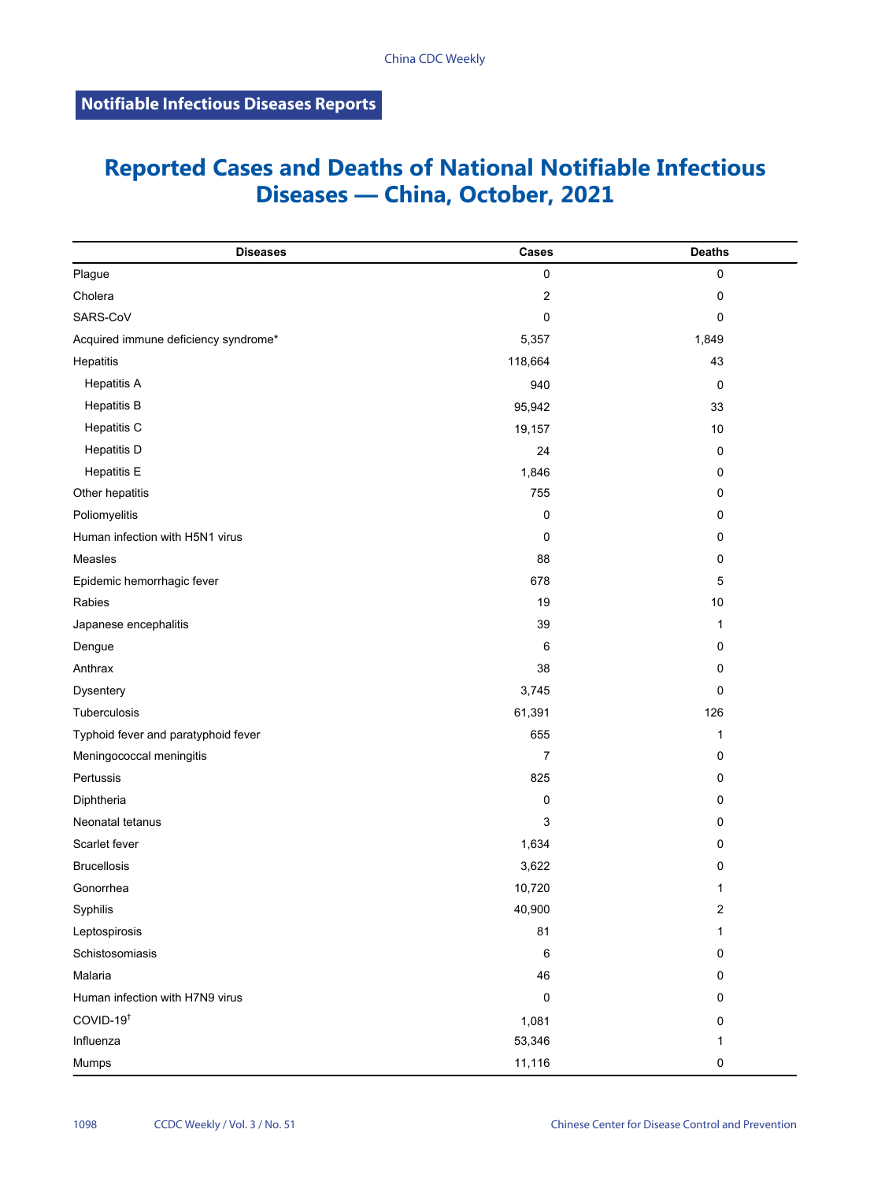**Notifiable Infectious Diseases Reports**

# Reported Cases and Deaths of National Notifiable Infectious Diseases — China, October, 2021

| Diseases | Cases | Deaths |
|---|---|---|
| Plague | 0 | 0 |
| Cholera | 2 | 0 |
| SARS-CoV | 0 | 0 |
| Acquired immune deficiency syndrome* | 5,357 | 1,849 |
| Hepatitis | 118,664 | 43 |
| Hepatitis A | 940 | 0 |
| Hepatitis B | 95,942 | 33 |
| Hepatitis C | 19,157 | 10 |
| Hepatitis D | 24 | 0 |
| Hepatitis E | 1,846 | 0 |
| Other hepatitis | 755 | 0 |
| Poliomyelitis | 0 | 0 |
| Human infection with H5N1 virus | 0 | 0 |
| Measles | 88 | 0 |
| Epidemic hemorrhagic fever | 678 | 5 |
| Rabies | 19 | 10 |
| Japanese encephalitis | 39 | 1 |
| Dengue | 6 | 0 |
| Anthrax | 38 | 0 |
| Dysentery | 3,745 | 0 |
| Tuberculosis | 61,391 | 126 |
| Typhoid fever and paratyphoid fever | 655 | 1 |
| Meningococcal meningitis | 7 | 0 |
| Pertussis | 825 | 0 |
| Diphtheria | 0 | 0 |
| Neonatal tetanus | 3 | 0 |
| Scarlet fever | 1,634 | 0 |
| Brucellosis | 3,622 | 0 |
| Gonorrhea | 10,720 | 1 |
| Syphilis | 40,900 | 2 |
| Leptospirosis | 81 | 1 |
| Schistosomiasis | 6 | 0 |
| Malaria | 46 | 0 |
| Human infection with H7N9 virus | 0 | 0 |
| COVID-19† | 1,081 | 0 |
| Influenza | 53,346 | 1 |
| Mumps | 11,116 | 0 |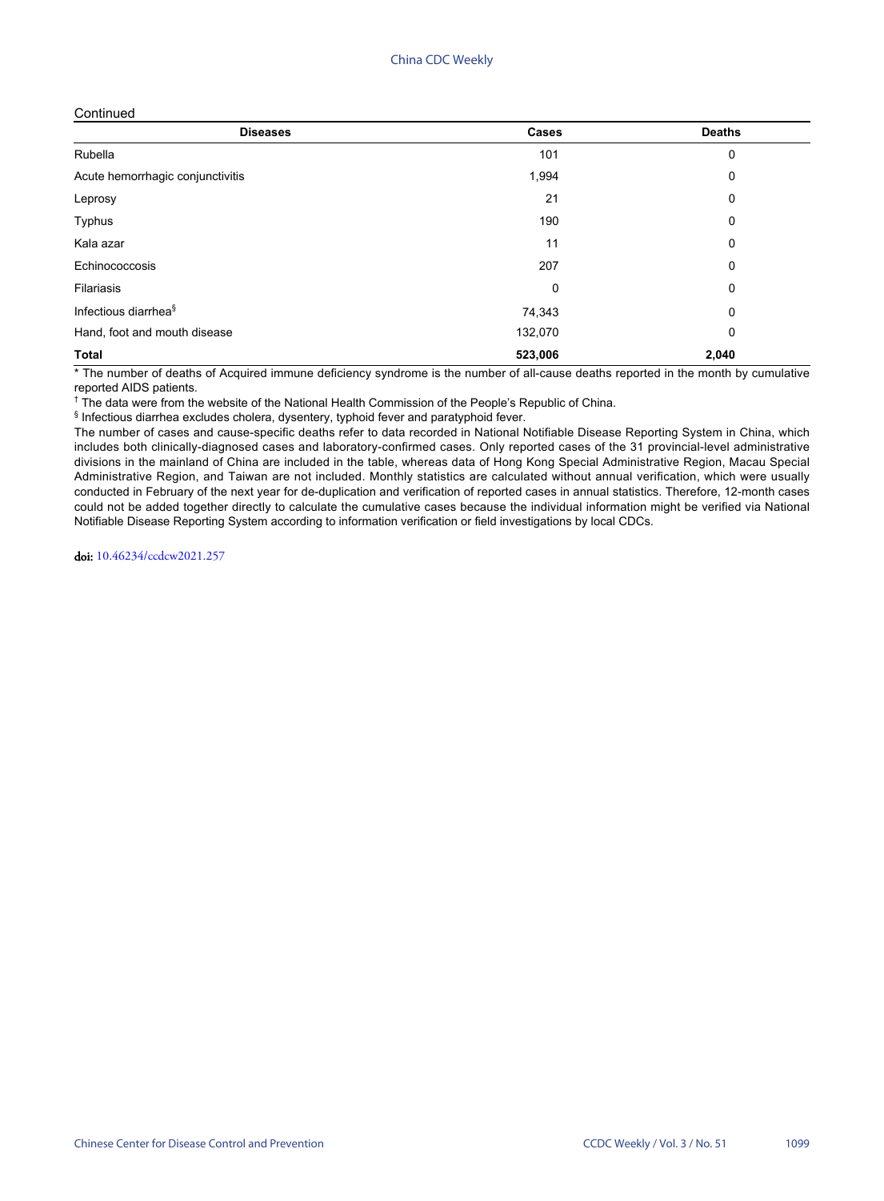Continued

| Diseases | Cases | Deaths |
|---|---|---|
| Rubella | 101 | 0 |
| Acute hemorrhagic conjunctivitis | 1,994 | 0 |
| Leprosy | 21 | 0 |
| Typhus | 190 | 0 |
| Kala azar | 11 | 0 |
| Echinococcosis | 207 | 0 |
| Filariasis | 0 | 0 |
| Infectious diarrhea§ | 74,343 | 0 |
| Hand, foot and mouth disease | 132,070 | 0 |
| **Total** | **523,006** | **2,040** |

* The number of deaths of Acquired immune deficiency syndrome is the number of all-cause deaths reported in the month by cumulative reported AIDS patients.

† The data were from the website of the National Health Commission of the People's Republic of China.

§ Infectious diarrhea excludes cholera, dysentery, typhoid fever and paratyphoid fever.

The number of cases and cause-specific deaths refer to data recorded in National Notifiable Disease Reporting System in China, which includes both clinically-diagnosed cases and laboratory-confirmed cases. Only reported cases of the 31 provincial-level administrative divisions in the mainland of China are included in the table, whereas data of Hong Kong Special Administrative Region, Macau Special Administrative Region, and Taiwan are not included. Monthly statistics are calculated without annual verification, which were usually conducted in February of the next year for de-duplication and verification of reported cases in annual statistics. Therefore, 12-month cases could not be added together directly to calculate the cumulative cases because the individual information might be verified via National Notifiable Disease Reporting System according to information verification or field investigations by local CDCs.

doi: 10.46234/ccdcw2021.257